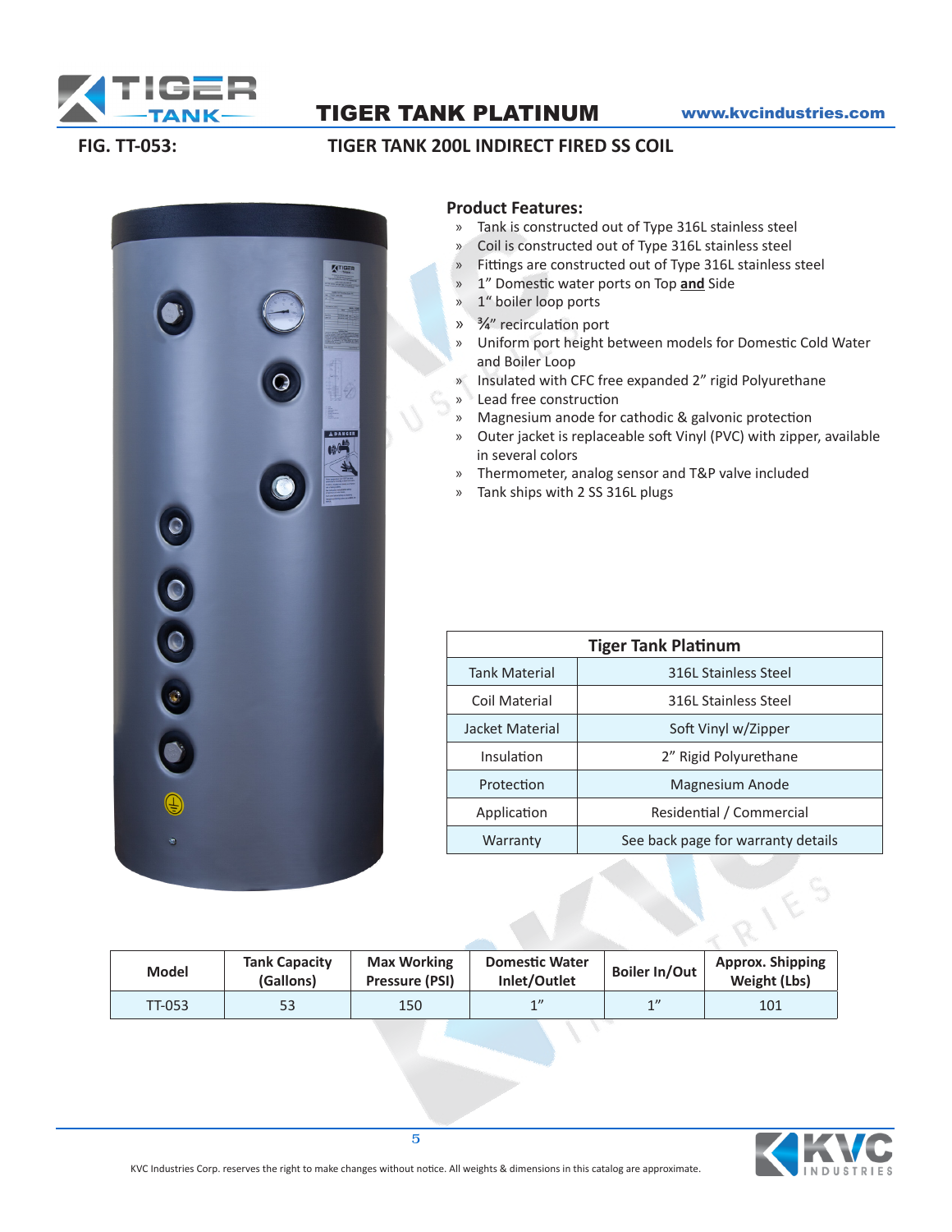# TIGER TANK PLATINUM

www.kvcindustries.com

**FIG. TT-053:** **TIGER TANK 200L INDIRECT FIRED SS COIL**

## Product Features:

- Tank is constructed out of Type 316L stainless steel
- Coil is constructed out of Type 316L stainless steel
- Fittings are constructed out of Type 316L stainless steel
- 1" Domestic water ports on Top **and** Side
- 1" boiler loop ports
- ¾" recirculation port
- Uniform port height between models for Domestic Cold Water and Boiler Loop
- Insulated with CFC free expanded 2" rigid Polyurethane
- Lead free construction
- Magnesium anode for cathodic & galvonic protection
- Outer jacket is replaceable soft Vinyl (PVC) with zipper, available in several colors
- Thermometer, analog sensor and T&P valve included
- Tank ships with 2 SS 316L plugs

| Tiger Tank Platinum | |
|---|---|
| Tank Material | 316L Stainless Steel |
| Coil Material | 316L Stainless Steel |
| Jacket Material | Soft Vinyl w/Zipper |
| Insulation | 2" Rigid Polyurethane |
| Protection | Magnesium Anode |
| Application | Residential / Commercial |
| Warranty | See back page for warranty details |

| Model | Tank Capacity (Gallons) | Max Working Pressure (PSI) | Domestic Water Inlet/Outlet | Boiler In/Out | Approx. Shipping Weight (Lbs) |
|---|---|---|---|---|---|
| TT-053 | 53 | 150 | 1" | 1" | 101 |

KVC Industries Corp. reserves the right to make changes without notice. All weights & dimensions in this catalog are approximate.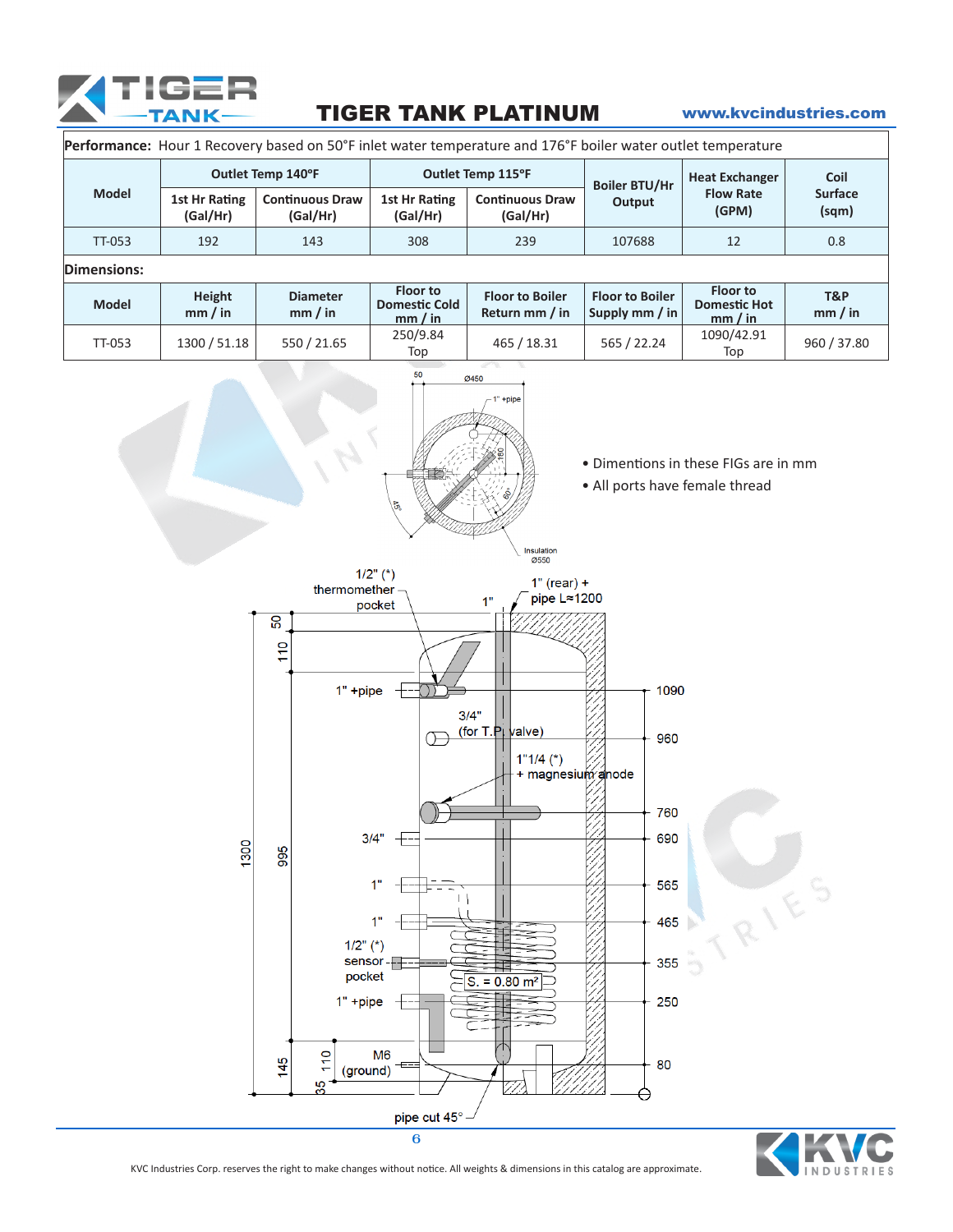# TIGER TANK PLATINUM

www.kvcindustries.com

**Performance:** Hour 1 Recovery based on 50°F inlet water temperature and 176°F boiler water outlet temperature

| Model | Outlet Temp 140°F | | Outlet Temp 115°F | | Boiler BTU/Hr Output | Heat Exchanger Flow Rate (GPM) | Coil Surface (sqm) |
|---|---|---|---|---|---|---|---|
| | 1st Hr Rating (Gal/Hr) | Continuous Draw (Gal/Hr) | 1st Hr Rating (Gal/Hr) | Continuous Draw (Gal/Hr) | | | |
| TT-053 | 192 | 143 | 308 | 239 | 107688 | 12 | 0.8 |

**Dimensions:**

| Model | Height mm / in | Diameter mm / in | Floor to Domestic Cold mm / in | Floor to Boiler Return mm / in | Floor to Boiler Supply mm / in | Floor to Domestic Hot mm / in | T&P mm / in |
|---|---|---|---|---|---|---|---|
| TT-053 | 1300 / 51.18 | 550 / 21.65 | 250/9.84 Top | 465 / 18.31 | 565 / 22.24 | 1090/42.91 Top | 960 / 37.80 |

50
Ø450
1" +pipe
180
60°
45°
Insulation
Ø550

- Dimentions in these FIGs are in mm
- All ports have female thread

1/2" (*)
thermometer
pocket
1"
1" (rear) +
pipe L≈1200
50
110
1" +pipe
1090
3/4"
(for T.P. valve)
960
1"1/4 (*)
+ magnesium anode
760
3/4"
690
1300
995
1"
565
1"
465
1/2" (*)
sensor
pocket
355
S. = 0.80 m²
1" +pipe
250
M6
(ground)
145
110
35
80
pipe cut 45°

KVC Industries Corp. reserves the right to make changes without notice. All weights & dimensions in this catalog are approximate.